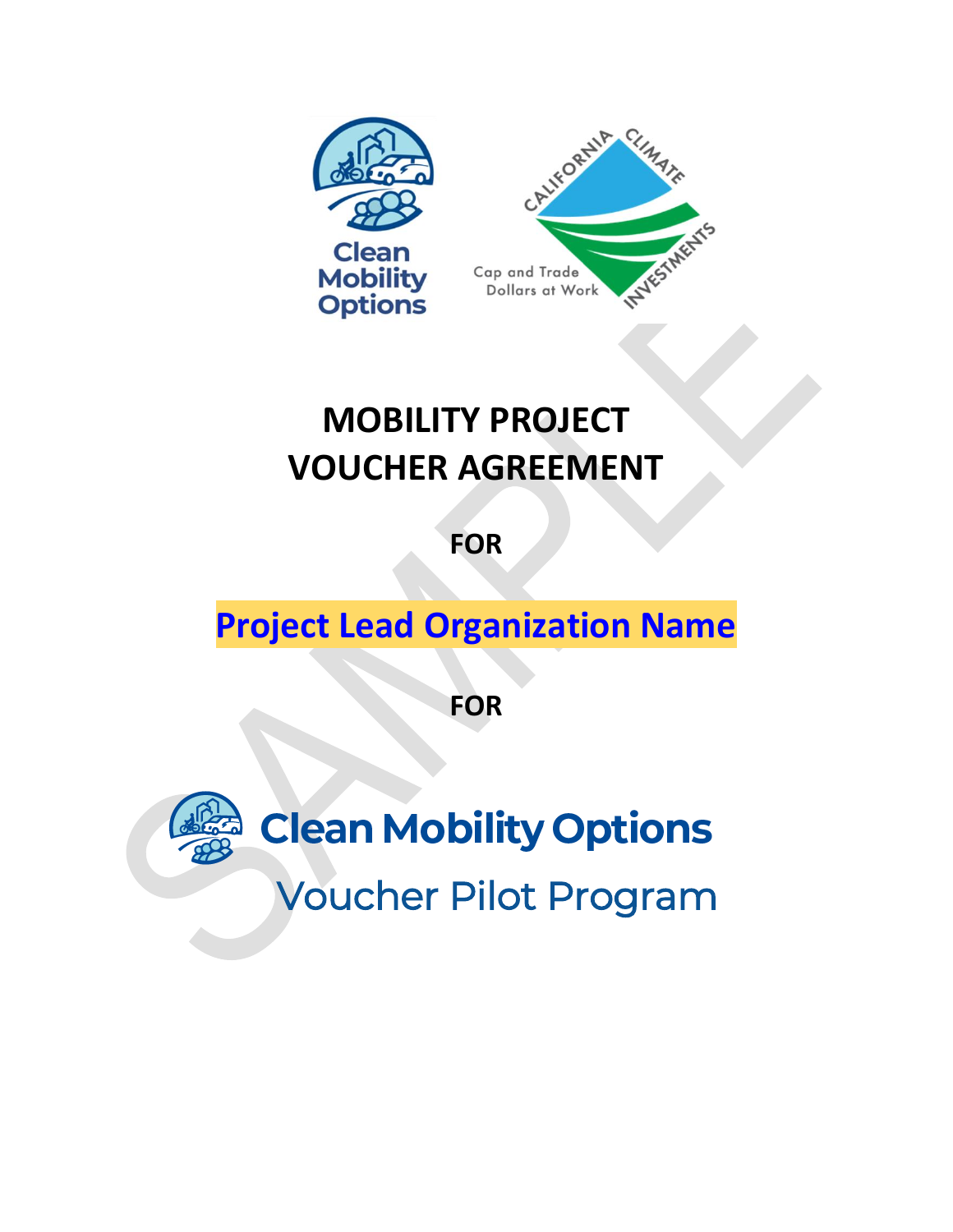# MOBILITY PROJECT VOUCHER AGREEMENT

**FOR**

**Project Lead Organization Name**

**FOR**

**Clean Mobility Options**

Voucher Pilot Program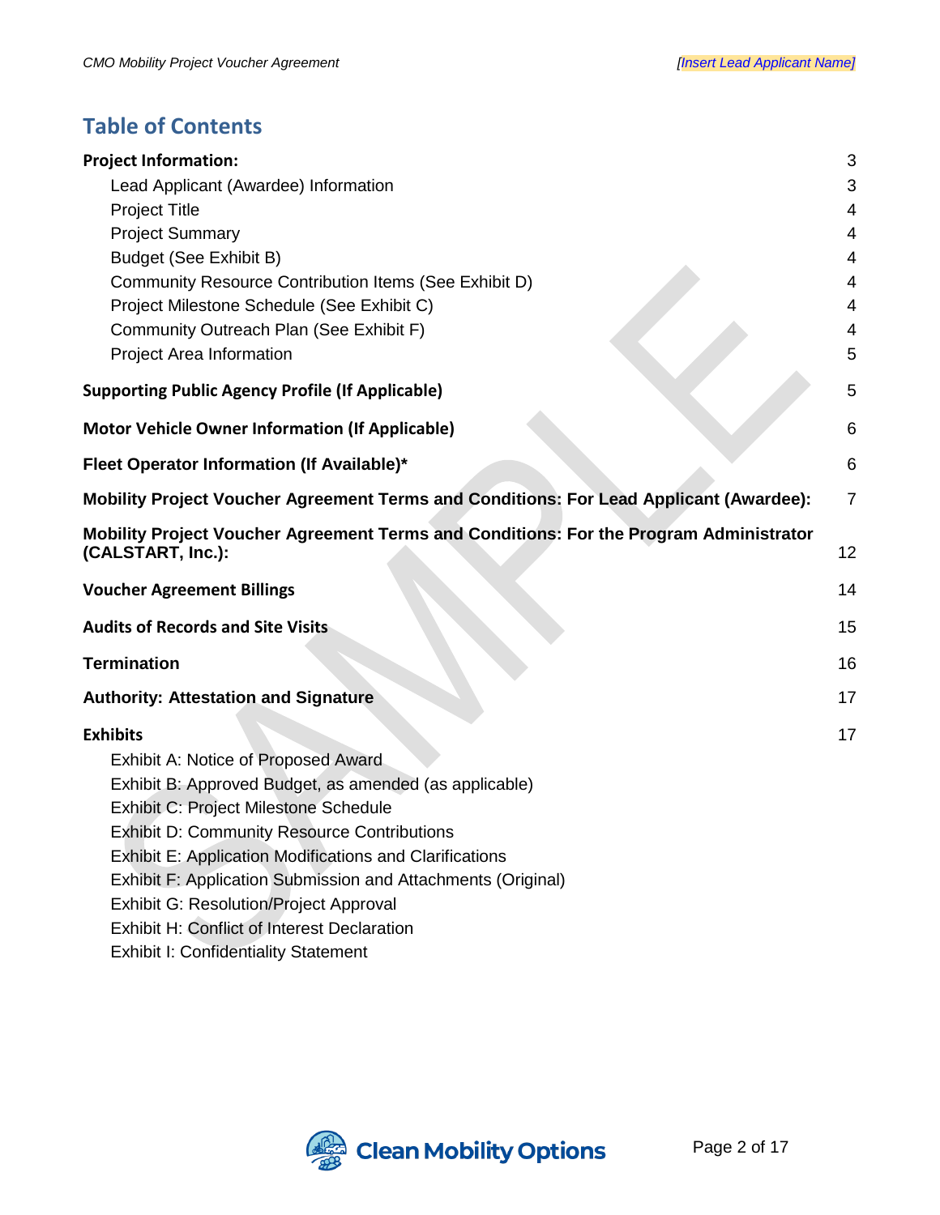## Table of Contents

**Project Information:** 3
- Lead Applicant (Awardee) Information 3
- Project Title 4
- Project Summary 4
- Budget (See Exhibit B) 4
- Community Resource Contribution Items (See Exhibit D) 4
- Project Milestone Schedule (See Exhibit C) 4
- Community Outreach Plan (See Exhibit F) 4
- Project Area Information 5

**Supporting Public Agency Profile (If Applicable)** 5

**Motor Vehicle Owner Information (If Applicable)** 6

**Fleet Operator Information (If Available)*** 6

**Mobility Project Voucher Agreement Terms and Conditions: For Lead Applicant (Awardee):** 7

**Mobility Project Voucher Agreement Terms and Conditions: For the Program Administrator (CALSTART, Inc.):** 12

**Voucher Agreement Billings** 14

**Audits of Records and Site Visits** 15

**Termination** 16

**Authority: Attestation and Signature** 17

**Exhibits** 17
- Exhibit A: Notice of Proposed Award
- Exhibit B: Approved Budget, as amended (as applicable)
- Exhibit C: Project Milestone Schedule
- Exhibit D: Community Resource Contributions
- Exhibit E: Application Modifications and Clarifications
- Exhibit F: Application Submission and Attachments (Original)
- Exhibit G: Resolution/Project Approval
- Exhibit H: Conflict of Interest Declaration
- Exhibit I: Confidentiality Statement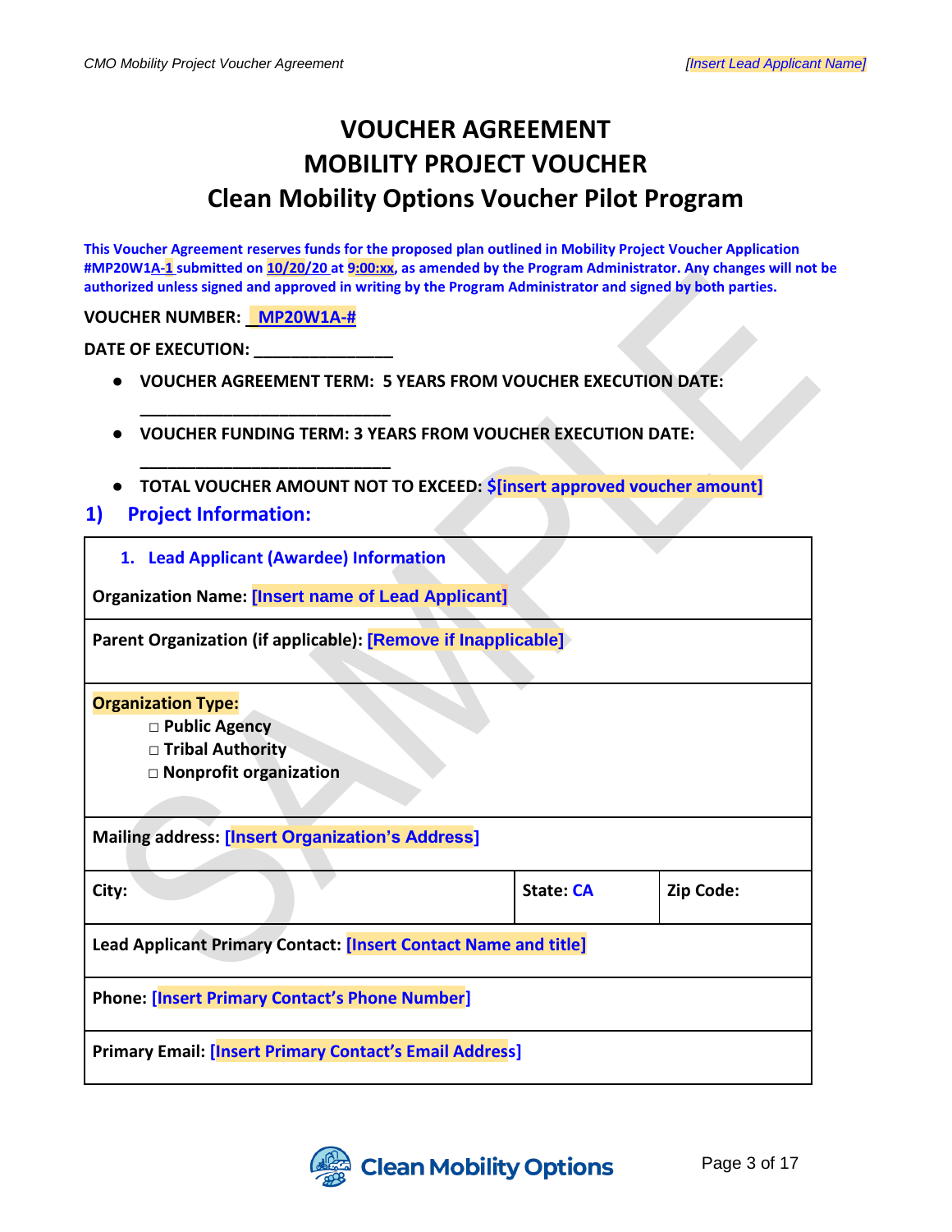# VOUCHER AGREEMENT
# MOBILITY PROJECT VOUCHER
# Clean Mobility Options Voucher Pilot Program

**This Voucher Agreement reserves funds for the proposed plan outlined in Mobility Project Voucher Application #MP20W1A-1 submitted on 10/20/20 at 9:00:xx, as amended by the Program Administrator. Any changes will not be authorized unless signed and approved in writing by the Program Administrator and signed by both parties.**

**VOUCHER NUMBER: \_\_MP20W1A-#**

**DATE OF EXECUTION: \_\_\_\_\_\_\_\_\_\_\_\_\_\_\_**

- **VOUCHER AGREEMENT TERM: 5 YEARS FROM VOUCHER EXECUTION DATE: \_\_\_\_\_\_\_\_\_\_\_\_\_\_\_\_\_\_\_\_\_\_\_\_\_\_\_\_**
- **VOUCHER FUNDING TERM: 3 YEARS FROM VOUCHER EXECUTION DATE: \_\_\_\_\_\_\_\_\_\_\_\_\_\_\_\_\_\_\_\_\_\_\_\_\_\_\_\_**
- **TOTAL VOUCHER AMOUNT NOT TO EXCEED: $[insert approved voucher amount]**

## 1) Project Information:

| **1. Lead Applicant (Awardee) Information**<br>**Organization Name: [Insert name of Lead Applicant]** | | |
|---|---|---|
| **Parent Organization (if applicable): [Remove if Inapplicable]** | | |
| **Organization Type:**<br>□ **Public Agency**<br>□ **Tribal Authority**<br>□ **Nonprofit organization** | | |
| **Mailing address: [Insert Organization's Address]** | | |
| **City:** | **State: CA** | **Zip Code:** |
| **Lead Applicant Primary Contact: [Insert Contact Name and title]** | | |
| **Phone: [Insert Primary Contact's Phone Number]** | | |
| **Primary Email: [Insert Primary Contact's Email Address]** | | |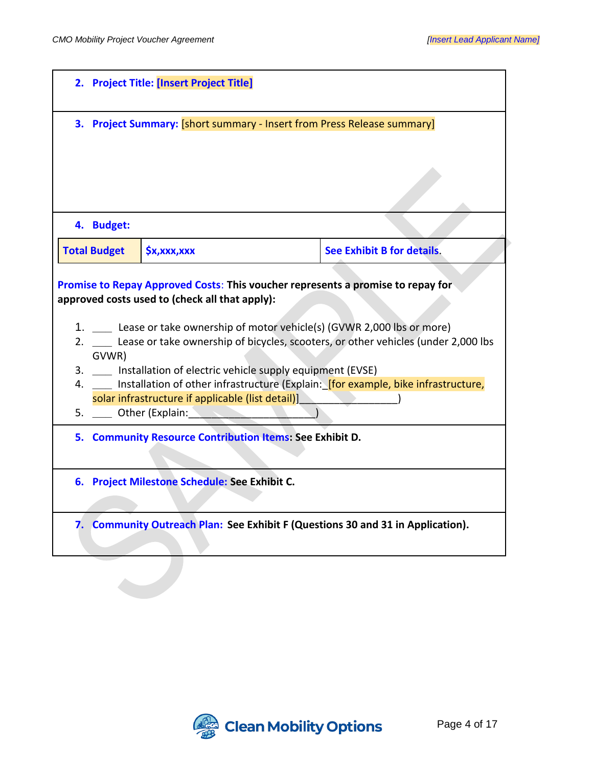**2. Project Title: [Insert Project Title]**

**3. Project Summary:** [short summary - Insert from Press Release summary]

**4. Budget:**

| **Total Budget** | **$x,xxx,xxx** | **See Exhibit B for details.** |
| --- | --- | --- |

**Promise to Repay Approved Costs: This voucher represents a promise to repay for approved costs used to (check all that apply):**

1. ____ Lease or take ownership of motor vehicle(s) (GVWR 2,000 lbs or more)
2. ____ Lease or take ownership of bicycles, scooters, or other vehicles (under 2,000 lbs GVWR)
3. ____ Installation of electric vehicle supply equipment (EVSE)
4. ____ Installation of other infrastructure (Explain:_[for example, bike infrastructure, solar infrastructure if applicable (list detail)]________________)
5. ____ Other (Explain:______________________)

**5. Community Resource Contribution Items: See Exhibit D.**

**6. Project Milestone Schedule: See Exhibit C.**

**7. Community Outreach Plan: See Exhibit F (Questions 30 and 31 in Application).**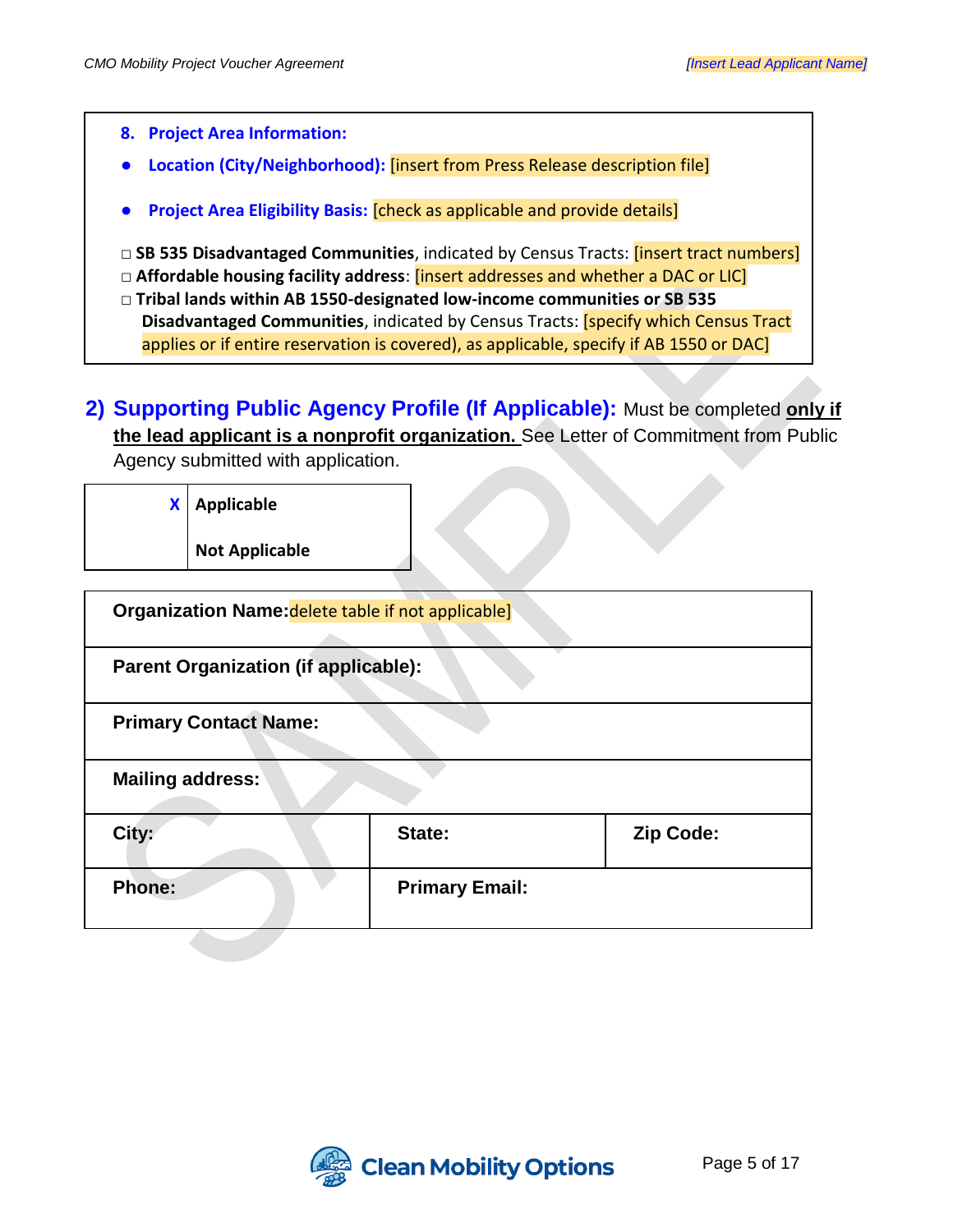**8. Project Area Information:**

- **Location (City/Neighborhood):** [insert from Press Release description file]
- **Project Area Eligibility Basis:** [check as applicable and provide details]

□ **SB 535 Disadvantaged Communities**, indicated by Census Tracts: [insert tract numbers]
□ **Affordable housing facility address**: [insert addresses and whether a DAC or LIC]
□ **Tribal lands within AB 1550-designated low-income communities or SB 535 Disadvantaged Communities**, indicated by Census Tracts: [specify which Census Tract applies or if entire reservation is covered), as applicable, specify if AB 1550 or DAC]

## 2) Supporting Public Agency Profile (If Applicable):

Must be completed **only if the lead applicant is a nonprofit organization.** See Letter of Commitment from Public Agency submitted with application.

| | |
|---|---|
| X | **Applicable** |
| | **Not Applicable** |

| | | |
|---|---|---|
| **Organization Name:** delete table if not applicable] | | |
| **Parent Organization (if applicable):** | | |
| **Primary Contact Name:** | | |
| **Mailing address:** | | |
| **City:** | **State:** | **Zip Code:** |
| **Phone:** | **Primary Email:** | |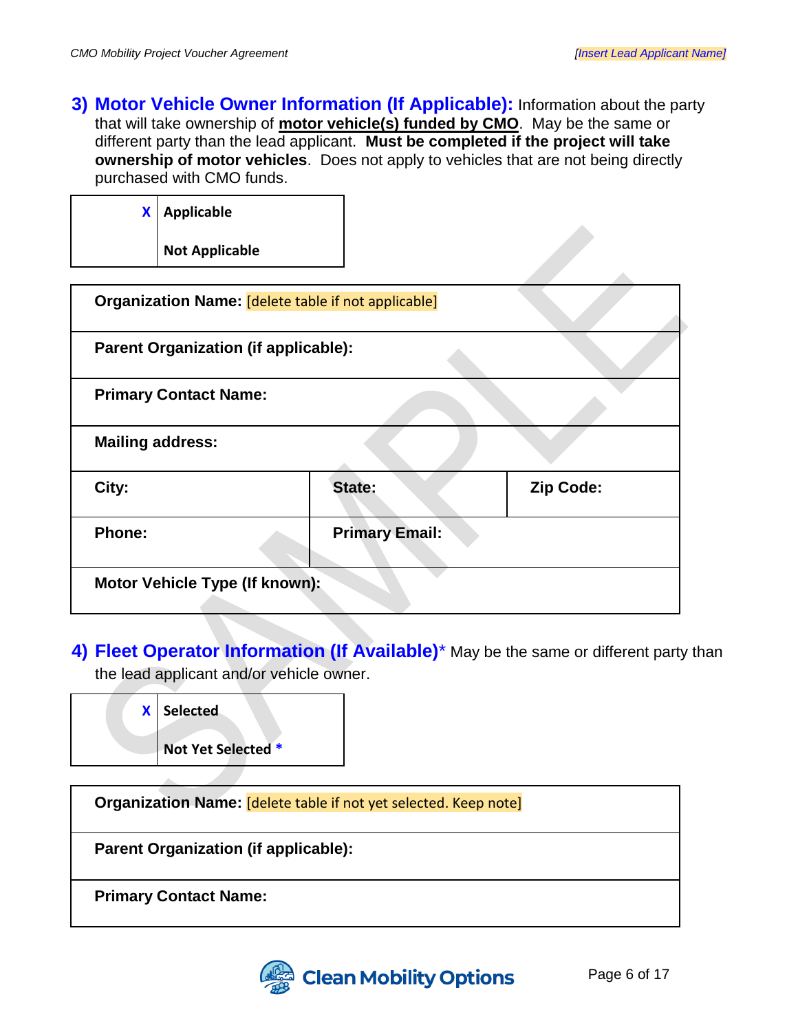## 3) Motor Vehicle Owner Information (If Applicable):

Information about the party that will take ownership of **motor vehicle(s) funded by CMO**. May be the same or different party than the lead applicant. **Must be completed if the project will take ownership of motor vehicles**. Does not apply to vehicles that are not being directly purchased with CMO funds.

| | |
|---|---|
| X | **Applicable** |
| | **Not Applicable** |

| | | |
|---|---|---|
| **Organization Name:** [delete table if not applicable] | | |
| **Parent Organization (if applicable):** | | |
| **Primary Contact Name:** | | |
| **Mailing address:** | | |
| **City:** | **State:** | **Zip Code:** |
| **Phone:** | **Primary Email:** | |
| **Motor Vehicle Type (If known):** | | |

## 4) Fleet Operator Information (If Available)*

May be the same or different party than the lead applicant and/or vehicle owner.

| | |
|---|---|
| X | **Selected** |
| | **Not Yet Selected** * |

| |
|---|
| **Organization Name:** [delete table if not yet selected. Keep note] |
| **Parent Organization (if applicable):** |
| **Primary Contact Name:** |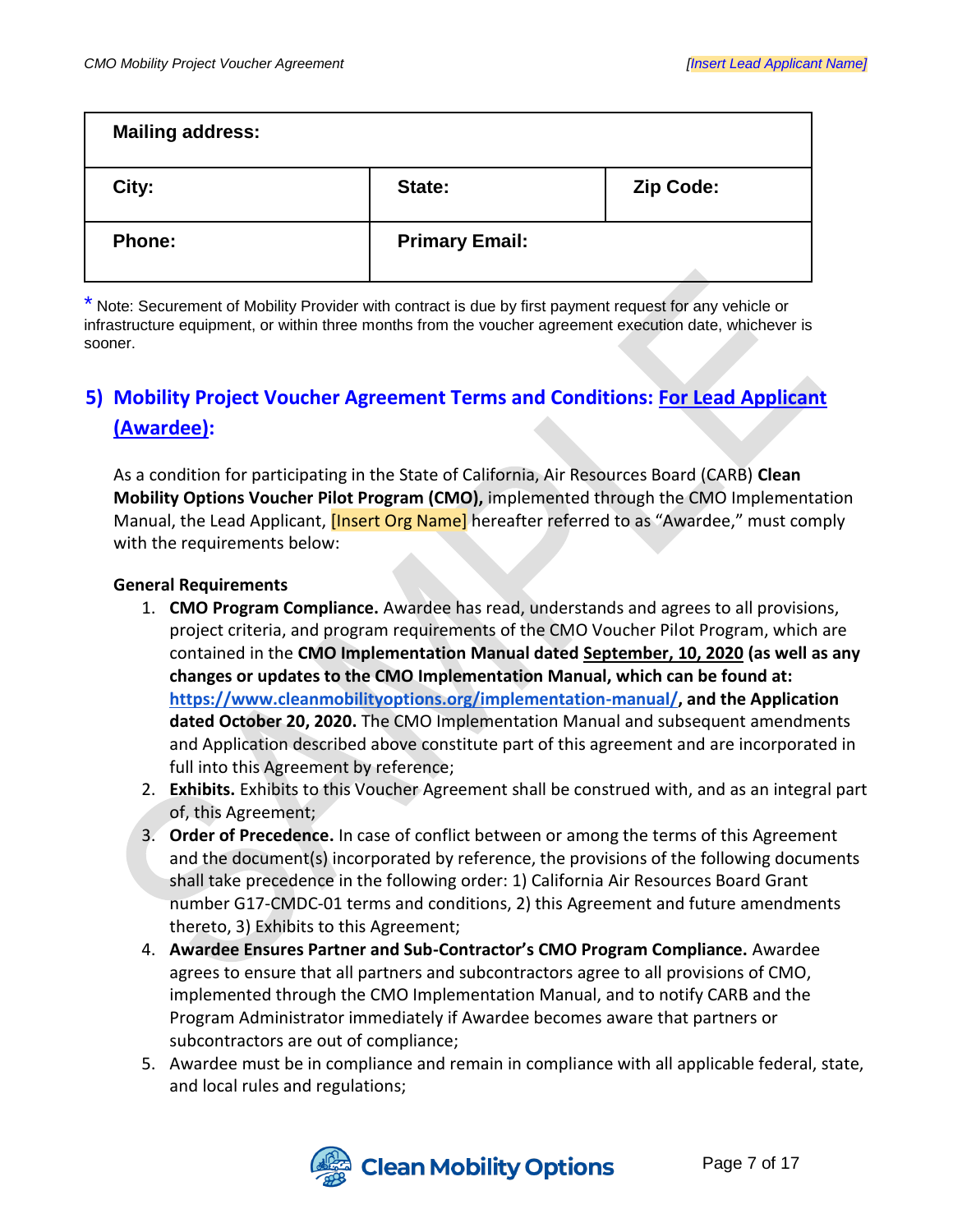| Mailing address: | | |
|---|---|---|
| City: | State: | Zip Code: |
| Phone: | Primary Email: | |

\* Note: Securement of Mobility Provider with contract is due by first payment request for any vehicle or infrastructure equipment, or within three months from the voucher agreement execution date, whichever is sooner.

## 5) Mobility Project Voucher Agreement Terms and Conditions: For Lead Applicant (Awardee):

As a condition for participating in the State of California, Air Resources Board (CARB) **Clean Mobility Options Voucher Pilot Program (CMO),** implemented through the CMO Implementation Manual, the Lead Applicant, [Insert Org Name] hereafter referred to as "Awardee," must comply with the requirements below:

**General Requirements**

1. **CMO Program Compliance.** Awardee has read, understands and agrees to all provisions, project criteria, and program requirements of the CMO Voucher Pilot Program, which are contained in the **CMO Implementation Manual dated September, 10, 2020 (as well as any changes or updates to the CMO Implementation Manual, which can be found at: https://www.cleanmobilityoptions.org/implementation-manual/, and the Application dated October 20, 2020.** The CMO Implementation Manual and subsequent amendments and Application described above constitute part of this agreement and are incorporated in full into this Agreement by reference;
2. **Exhibits.** Exhibits to this Voucher Agreement shall be construed with, and as an integral part of, this Agreement;
3. **Order of Precedence.** In case of conflict between or among the terms of this Agreement and the document(s) incorporated by reference, the provisions of the following documents shall take precedence in the following order: 1) California Air Resources Board Grant number G17-CMDC-01 terms and conditions, 2) this Agreement and future amendments thereto, 3) Exhibits to this Agreement;
4. **Awardee Ensures Partner and Sub-Contractor's CMO Program Compliance.** Awardee agrees to ensure that all partners and subcontractors agree to all provisions of CMO, implemented through the CMO Implementation Manual, and to notify CARB and the Program Administrator immediately if Awardee becomes aware that partners or subcontractors are out of compliance;
5. Awardee must be in compliance and remain in compliance with all applicable federal, state, and local rules and regulations;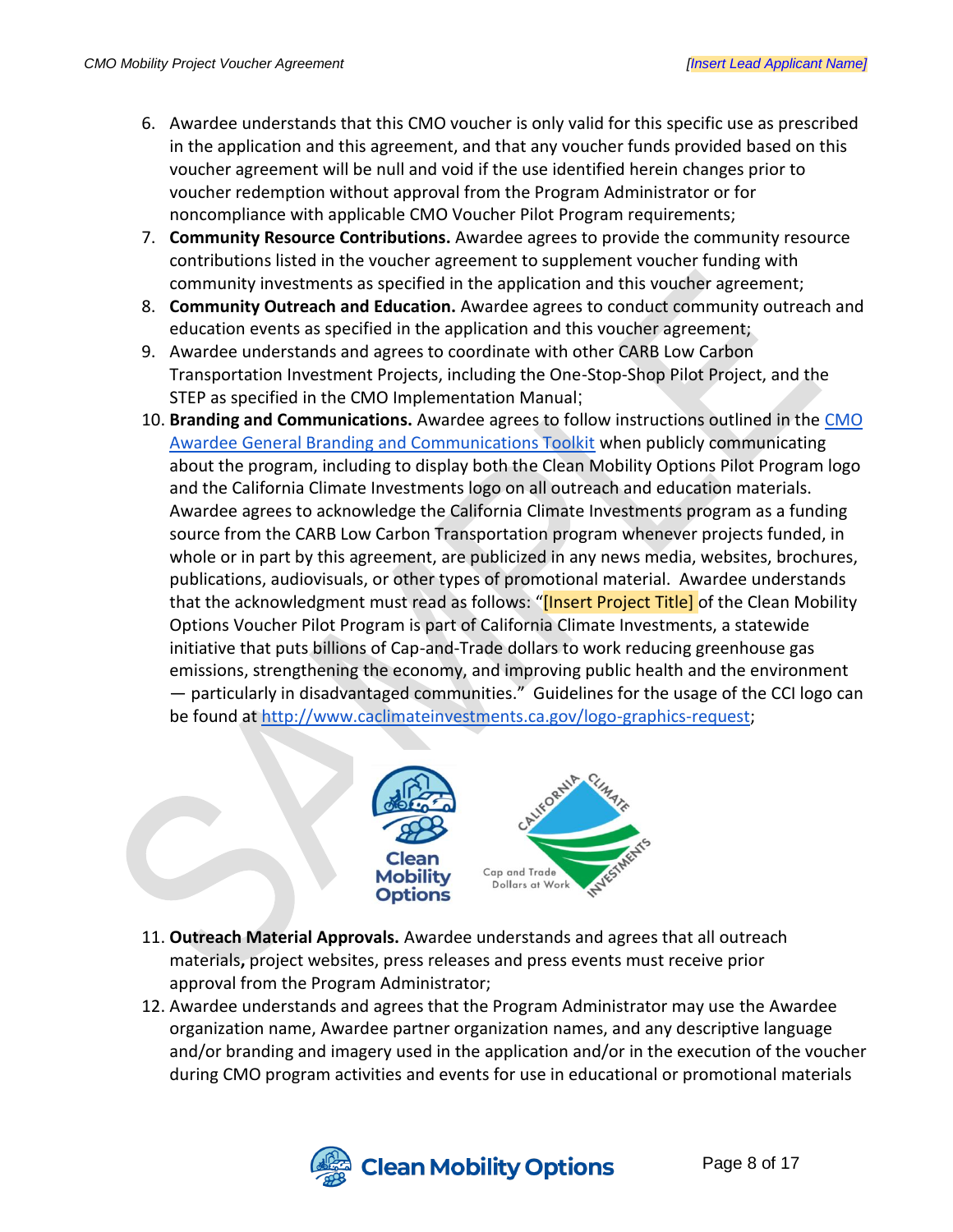6. Awardee understands that this CMO voucher is only valid for this specific use as prescribed in the application and this agreement, and that any voucher funds provided based on this voucher agreement will be null and void if the use identified herein changes prior to voucher redemption without approval from the Program Administrator or for noncompliance with applicable CMO Voucher Pilot Program requirements;
7. **Community Resource Contributions.** Awardee agrees to provide the community resource contributions listed in the voucher agreement to supplement voucher funding with community investments as specified in the application and this voucher agreement;
8. **Community Outreach and Education.** Awardee agrees to conduct community outreach and education events as specified in the application and this voucher agreement;
9. Awardee understands and agrees to coordinate with other CARB Low Carbon Transportation Investment Projects, including the One-Stop-Shop Pilot Project, and the STEP as specified in the CMO Implementation Manual;
10. **Branding and Communications.** Awardee agrees to follow instructions outlined in the CMO Awardee General Branding and Communications Toolkit when publicly communicating about the program, including to display both the Clean Mobility Options Pilot Program logo and the California Climate Investments logo on all outreach and education materials. Awardee agrees to acknowledge the California Climate Investments program as a funding source from the CARB Low Carbon Transportation program whenever projects funded, in whole or in part by this agreement, are publicized in any news media, websites, brochures, publications, audiovisuals, or other types of promotional material. Awardee understands that the acknowledgment must read as follows: "[Insert Project Title] of the Clean Mobility Options Voucher Pilot Program is part of California Climate Investments, a statewide initiative that puts billions of Cap-and-Trade dollars to work reducing greenhouse gas emissions, strengthening the economy, and improving public health and the environment — particularly in disadvantaged communities." Guidelines for the usage of the CCI logo can be found at http://www.caclimateinvestments.ca.gov/logo-graphics-request;
11. **Outreach Material Approvals.** Awardee understands and agrees that all outreach materials, project websites, press releases and press events must receive prior approval from the Program Administrator;
12. Awardee understands and agrees that the Program Administrator may use the Awardee organization name, Awardee partner organization names, and any descriptive language and/or branding and imagery used in the application and/or in the execution of the voucher during CMO program activities and events for use in educational or promotional materials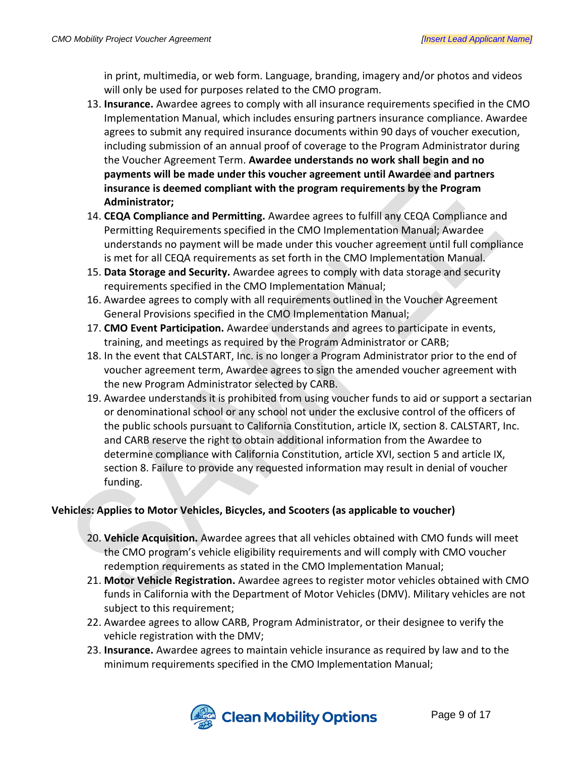in print, multimedia, or web form. Language, branding, imagery and/or photos and videos will only be used for purposes related to the CMO program.

13. **Insurance.** Awardee agrees to comply with all insurance requirements specified in the CMO Implementation Manual, which includes ensuring partners insurance compliance. Awardee agrees to submit any required insurance documents within 90 days of voucher execution, including submission of an annual proof of coverage to the Program Administrator during the Voucher Agreement Term. **Awardee understands no work shall begin and no payments will be made under this voucher agreement until Awardee and partners insurance is deemed compliant with the program requirements by the Program Administrator;**
14. **CEQA Compliance and Permitting.** Awardee agrees to fulfill any CEQA Compliance and Permitting Requirements specified in the CMO Implementation Manual; Awardee understands no payment will be made under this voucher agreement until full compliance is met for all CEQA requirements as set forth in the CMO Implementation Manual.
15. **Data Storage and Security.** Awardee agrees to comply with data storage and security requirements specified in the CMO Implementation Manual;
16. Awardee agrees to comply with all requirements outlined in the Voucher Agreement General Provisions specified in the CMO Implementation Manual;
17. **CMO Event Participation.** Awardee understands and agrees to participate in events, training, and meetings as required by the Program Administrator or CARB;
18. In the event that CALSTART, Inc. is no longer a Program Administrator prior to the end of voucher agreement term, Awardee agrees to sign the amended voucher agreement with the new Program Administrator selected by CARB.
19. Awardee understands it is prohibited from using voucher funds to aid or support a sectarian or denominational school or any school not under the exclusive control of the officers of the public schools pursuant to California Constitution, article IX, section 8. CALSTART, Inc. and CARB reserve the right to obtain additional information from the Awardee to determine compliance with California Constitution, article XVI, section 5 and article IX, section 8. Failure to provide any requested information may result in denial of voucher funding.

**Vehicles: Applies to Motor Vehicles, Bicycles, and Scooters (as applicable to voucher)**

20. **Vehicle Acquisition.** Awardee agrees that all vehicles obtained with CMO funds will meet the CMO program's vehicle eligibility requirements and will comply with CMO voucher redemption requirements as stated in the CMO Implementation Manual;
21. **Motor Vehicle Registration.** Awardee agrees to register motor vehicles obtained with CMO funds in California with the Department of Motor Vehicles (DMV). Military vehicles are not subject to this requirement;
22. Awardee agrees to allow CARB, Program Administrator, or their designee to verify the vehicle registration with the DMV;
23. **Insurance.** Awardee agrees to maintain vehicle insurance as required by law and to the minimum requirements specified in the CMO Implementation Manual;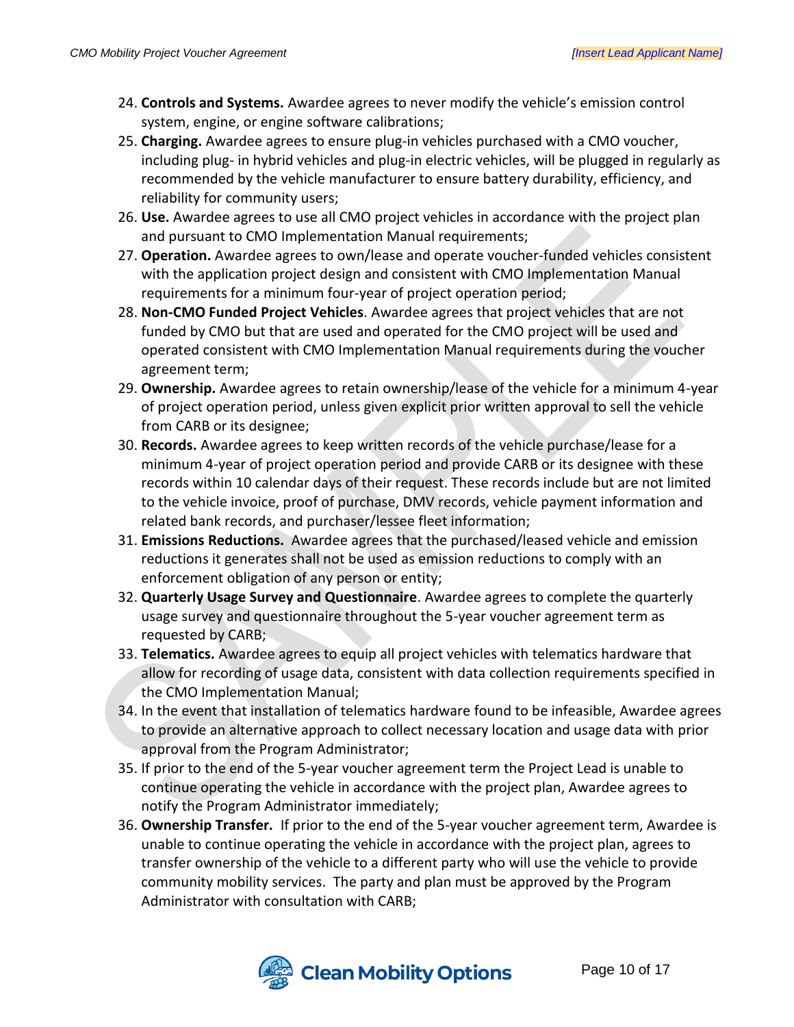24. **Controls and Systems.** Awardee agrees to never modify the vehicle's emission control system, engine, or engine software calibrations;
25. **Charging.** Awardee agrees to ensure plug-in vehicles purchased with a CMO voucher, including plug- in hybrid vehicles and plug-in electric vehicles, will be plugged in regularly as recommended by the vehicle manufacturer to ensure battery durability, efficiency, and reliability for community users;
26. **Use.** Awardee agrees to use all CMO project vehicles in accordance with the project plan and pursuant to CMO Implementation Manual requirements;
27. **Operation.** Awardee agrees to own/lease and operate voucher-funded vehicles consistent with the application project design and consistent with CMO Implementation Manual requirements for a minimum four-year of project operation period;
28. **Non-CMO Funded Project Vehicles**. Awardee agrees that project vehicles that are not funded by CMO but that are used and operated for the CMO project will be used and operated consistent with CMO Implementation Manual requirements during the voucher agreement term;
29. **Ownership.** Awardee agrees to retain ownership/lease of the vehicle for a minimum 4-year of project operation period, unless given explicit prior written approval to sell the vehicle from CARB or its designee;
30. **Records.** Awardee agrees to keep written records of the vehicle purchase/lease for a minimum 4-year of project operation period and provide CARB or its designee with these records within 10 calendar days of their request. These records include but are not limited to the vehicle invoice, proof of purchase, DMV records, vehicle payment information and related bank records, and purchaser/lessee fleet information;
31. **Emissions Reductions.** Awardee agrees that the purchased/leased vehicle and emission reductions it generates shall not be used as emission reductions to comply with an enforcement obligation of any person or entity;
32. **Quarterly Usage Survey and Questionnaire**. Awardee agrees to complete the quarterly usage survey and questionnaire throughout the 5-year voucher agreement term as requested by CARB;
33. **Telematics.** Awardee agrees to equip all project vehicles with telematics hardware that allow for recording of usage data, consistent with data collection requirements specified in the CMO Implementation Manual;
34. In the event that installation of telematics hardware found to be infeasible, Awardee agrees to provide an alternative approach to collect necessary location and usage data with prior approval from the Program Administrator;
35. If prior to the end of the 5-year voucher agreement term the Project Lead is unable to continue operating the vehicle in accordance with the project plan, Awardee agrees to notify the Program Administrator immediately;
36. **Ownership Transfer.** If prior to the end of the 5-year voucher agreement term, Awardee is unable to continue operating the vehicle in accordance with the project plan, agrees to transfer ownership of the vehicle to a different party who will use the vehicle to provide community mobility services. The party and plan must be approved by the Program Administrator with consultation with CARB;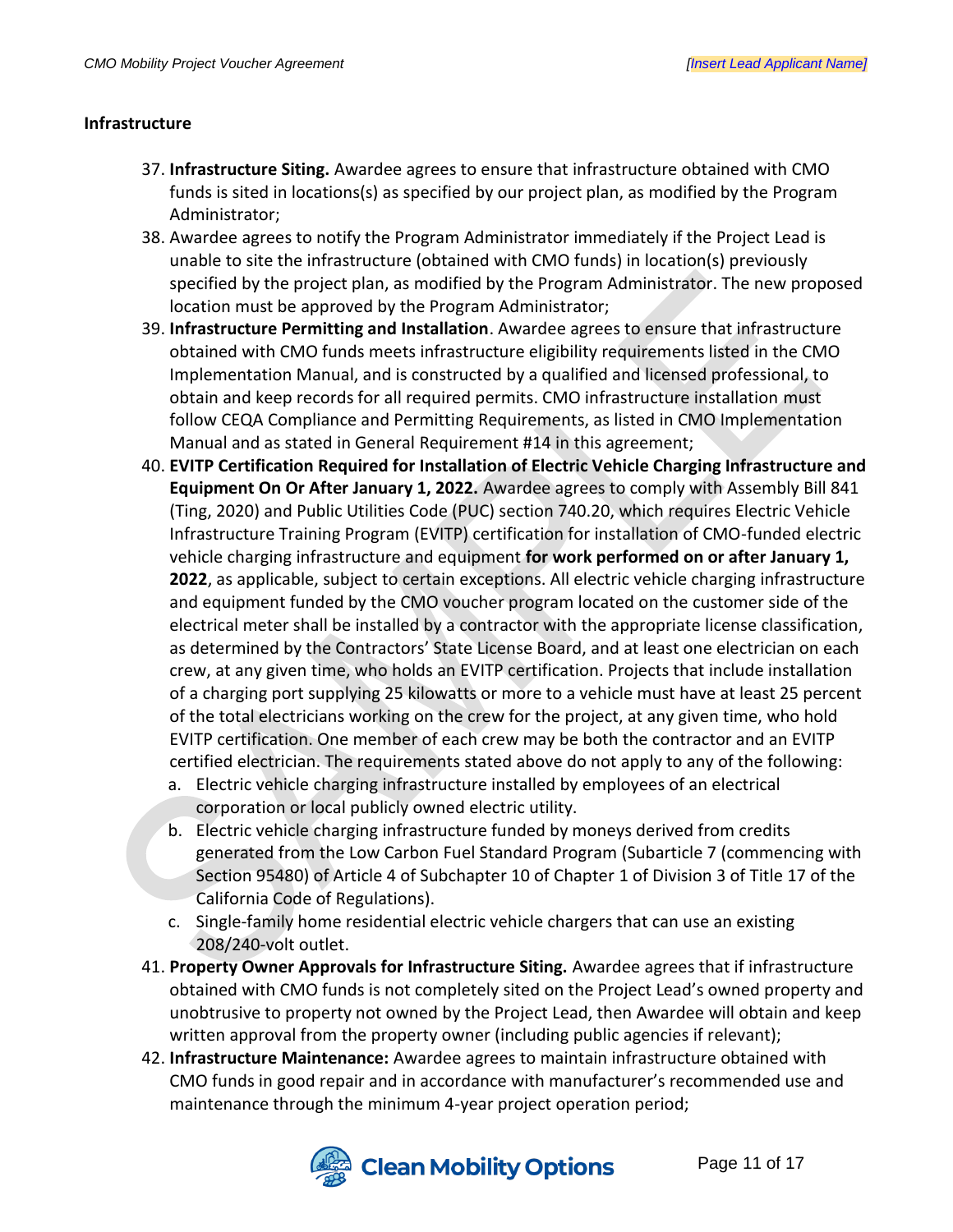**Infrastructure**

37. **Infrastructure Siting.** Awardee agrees to ensure that infrastructure obtained with CMO funds is sited in locations(s) as specified by our project plan, as modified by the Program Administrator;
38. Awardee agrees to notify the Program Administrator immediately if the Project Lead is unable to site the infrastructure (obtained with CMO funds) in location(s) previously specified by the project plan, as modified by the Program Administrator. The new proposed location must be approved by the Program Administrator;
39. **Infrastructure Permitting and Installation**. Awardee agrees to ensure that infrastructure obtained with CMO funds meets infrastructure eligibility requirements listed in the CMO Implementation Manual, and is constructed by a qualified and licensed professional, to obtain and keep records for all required permits. CMO infrastructure installation must follow CEQA Compliance and Permitting Requirements, as listed in CMO Implementation Manual and as stated in General Requirement #14 in this agreement;
40. **EVITP Certification Required for Installation of Electric Vehicle Charging Infrastructure and Equipment On Or After January 1, 2022.** Awardee agrees to comply with Assembly Bill 841 (Ting, 2020) and Public Utilities Code (PUC) section 740.20, which requires Electric Vehicle Infrastructure Training Program (EVITP) certification for installation of CMO-funded electric vehicle charging infrastructure and equipment **for work performed on or after January 1, 2022**, as applicable, subject to certain exceptions. All electric vehicle charging infrastructure and equipment funded by the CMO voucher program located on the customer side of the electrical meter shall be installed by a contractor with the appropriate license classification, as determined by the Contractors' State License Board, and at least one electrician on each crew, at any given time, who holds an EVITP certification. Projects that include installation of a charging port supplying 25 kilowatts or more to a vehicle must have at least 25 percent of the total electricians working on the crew for the project, at any given time, who hold EVITP certification. One member of each crew may be both the contractor and an EVITP certified electrician. The requirements stated above do not apply to any of the following:
    a. Electric vehicle charging infrastructure installed by employees of an electrical corporation or local publicly owned electric utility.
    b. Electric vehicle charging infrastructure funded by moneys derived from credits generated from the Low Carbon Fuel Standard Program (Subarticle 7 (commencing with Section 95480) of Article 4 of Subchapter 10 of Chapter 1 of Division 3 of Title 17 of the California Code of Regulations).
    c. Single-family home residential electric vehicle chargers that can use an existing 208/240-volt outlet.
41. **Property Owner Approvals for Infrastructure Siting.** Awardee agrees that if infrastructure obtained with CMO funds is not completely sited on the Project Lead's owned property and unobtrusive to property not owned by the Project Lead, then Awardee will obtain and keep written approval from the property owner (including public agencies if relevant);
42. **Infrastructure Maintenance:** Awardee agrees to maintain infrastructure obtained with CMO funds in good repair and in accordance with manufacturer's recommended use and maintenance through the minimum 4-year project operation period;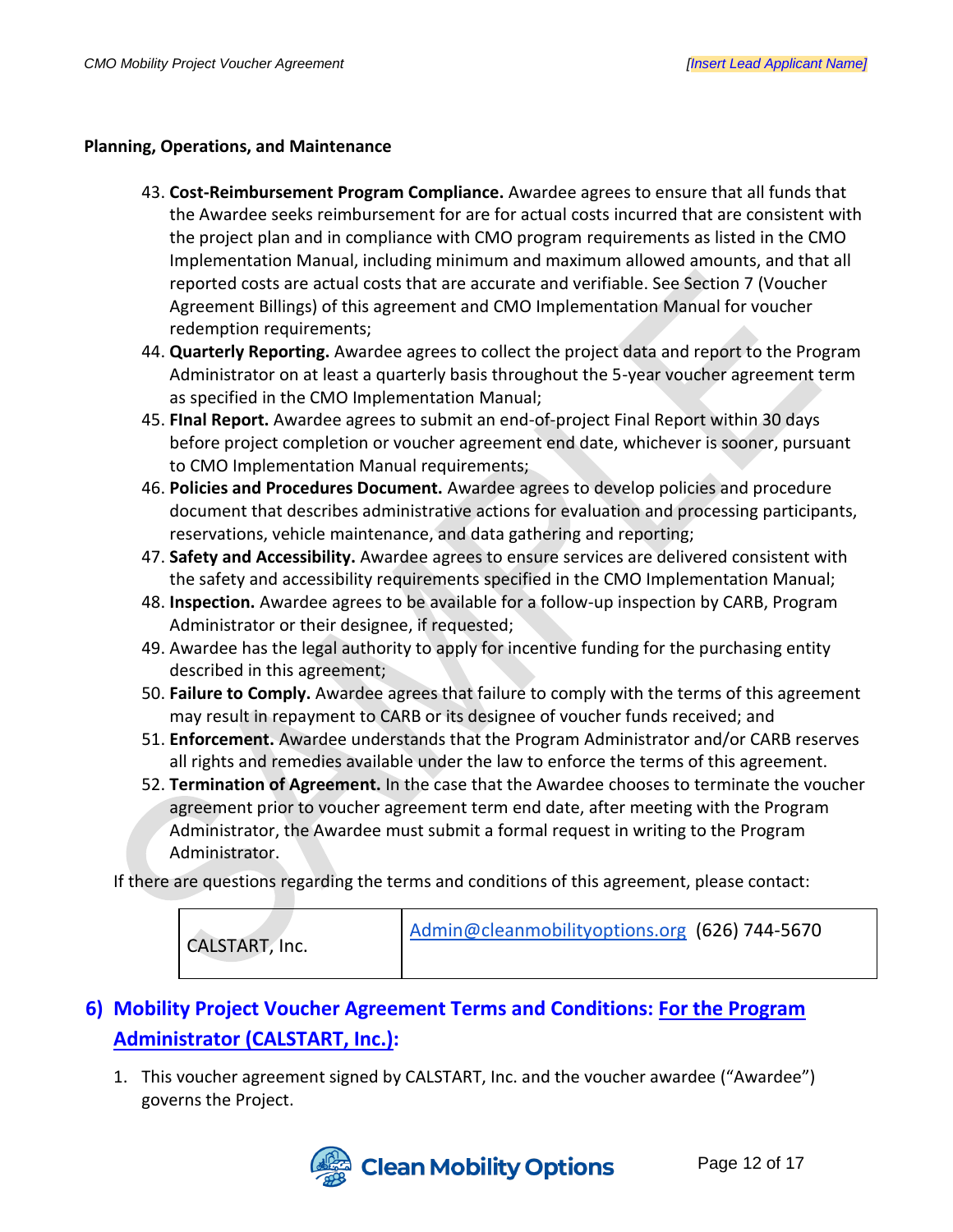**Planning, Operations, and Maintenance**

43. **Cost-Reimbursement Program Compliance.** Awardee agrees to ensure that all funds that the Awardee seeks reimbursement for are for actual costs incurred that are consistent with the project plan and in compliance with CMO program requirements as listed in the CMO Implementation Manual, including minimum and maximum allowed amounts, and that all reported costs are actual costs that are accurate and verifiable. See Section 7 (Voucher Agreement Billings) of this agreement and CMO Implementation Manual for voucher redemption requirements;
44. **Quarterly Reporting.** Awardee agrees to collect the project data and report to the Program Administrator on at least a quarterly basis throughout the 5-year voucher agreement term as specified in the CMO Implementation Manual;
45. **FInal Report.** Awardee agrees to submit an end-of-project Final Report within 30 days before project completion or voucher agreement end date, whichever is sooner, pursuant to CMO Implementation Manual requirements;
46. **Policies and Procedures Document.** Awardee agrees to develop policies and procedure document that describes administrative actions for evaluation and processing participants, reservations, vehicle maintenance, and data gathering and reporting;
47. **Safety and Accessibility.** Awardee agrees to ensure services are delivered consistent with the safety and accessibility requirements specified in the CMO Implementation Manual;
48. **Inspection.** Awardee agrees to be available for a follow-up inspection by CARB, Program Administrator or their designee, if requested;
49. Awardee has the legal authority to apply for incentive funding for the purchasing entity described in this agreement;
50. **Failure to Comply.** Awardee agrees that failure to comply with the terms of this agreement may result in repayment to CARB or its designee of voucher funds received; and
51. **Enforcement.** Awardee understands that the Program Administrator and/or CARB reserves all rights and remedies available under the law to enforce the terms of this agreement.
52. **Termination of Agreement.** In the case that the Awardee chooses to terminate the voucher agreement prior to voucher agreement term end date, after meeting with the Program Administrator, the Awardee must submit a formal request in writing to the Program Administrator.

If there are questions regarding the terms and conditions of this agreement, please contact:

| | |
|---|---|
| CALSTART, Inc. | Admin@cleanmobilityoptions.org (626) 744-5670 |

## 6) Mobility Project Voucher Agreement Terms and Conditions: For the Program Administrator (CALSTART, Inc.):

1. This voucher agreement signed by CALSTART, Inc. and the voucher awardee ("Awardee") governs the Project.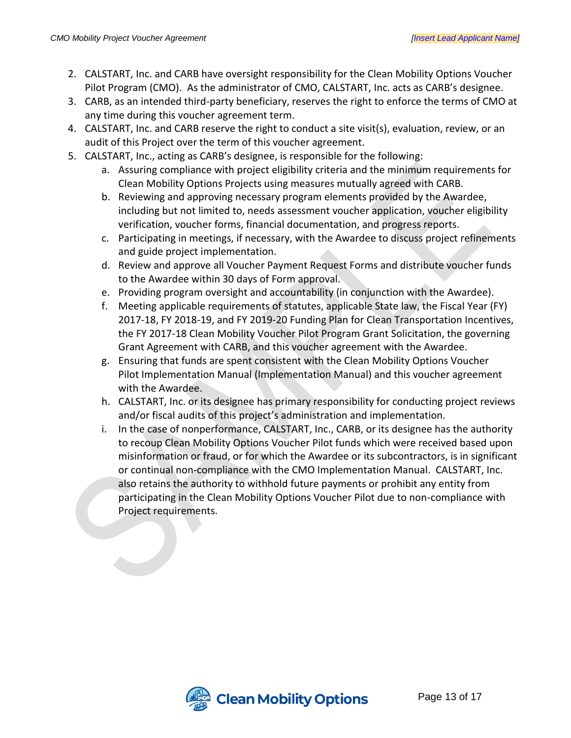2. CALSTART, Inc. and CARB have oversight responsibility for the Clean Mobility Options Voucher Pilot Program (CMO). As the administrator of CMO, CALSTART, Inc. acts as CARB's designee.
3. CARB, as an intended third-party beneficiary, reserves the right to enforce the terms of CMO at any time during this voucher agreement term.
4. CALSTART, Inc. and CARB reserve the right to conduct a site visit(s), evaluation, review, or an audit of this Project over the term of this voucher agreement.
5. CALSTART, Inc., acting as CARB's designee, is responsible for the following:
    a. Assuring compliance with project eligibility criteria and the minimum requirements for Clean Mobility Options Projects using measures mutually agreed with CARB.
    b. Reviewing and approving necessary program elements provided by the Awardee, including but not limited to, needs assessment voucher application, voucher eligibility verification, voucher forms, financial documentation, and progress reports.
    c. Participating in meetings, if necessary, with the Awardee to discuss project refinements and guide project implementation.
    d. Review and approve all Voucher Payment Request Forms and distribute voucher funds to the Awardee within 30 days of Form approval.
    e. Providing program oversight and accountability (in conjunction with the Awardee).
    f. Meeting applicable requirements of statutes, applicable State law, the Fiscal Year (FY) 2017-18, FY 2018-19, and FY 2019-20 Funding Plan for Clean Transportation Incentives, the FY 2017-18 Clean Mobility Voucher Pilot Program Grant Solicitation, the governing Grant Agreement with CARB, and this voucher agreement with the Awardee.
    g. Ensuring that funds are spent consistent with the Clean Mobility Options Voucher Pilot Implementation Manual (Implementation Manual) and this voucher agreement with the Awardee.
    h. CALSTART, Inc. or its designee has primary responsibility for conducting project reviews and/or fiscal audits of this project's administration and implementation.
    i. In the case of nonperformance, CALSTART, Inc., CARB, or its designee has the authority to recoup Clean Mobility Options Voucher Pilot funds which were received based upon misinformation or fraud, or for which the Awardee or its subcontractors, is in significant or continual non-compliance with the CMO Implementation Manual. CALSTART, Inc. also retains the authority to withhold future payments or prohibit any entity from participating in the Clean Mobility Options Voucher Pilot due to non-compliance with Project requirements.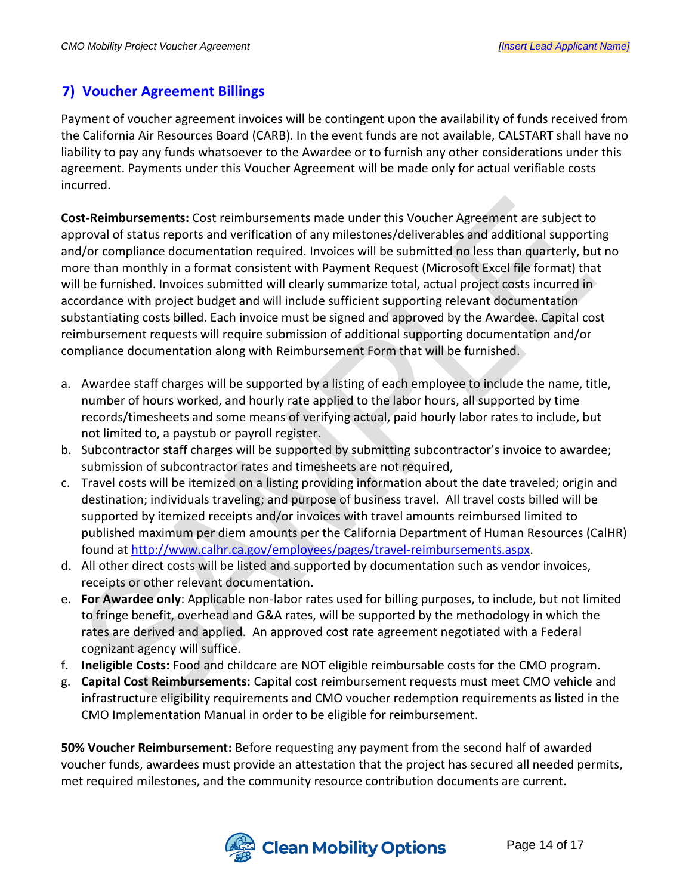## 7) Voucher Agreement Billings

Payment of voucher agreement invoices will be contingent upon the availability of funds received from the California Air Resources Board (CARB). In the event funds are not available, CALSTART shall have no liability to pay any funds whatsoever to the Awardee or to furnish any other considerations under this agreement. Payments under this Voucher Agreement will be made only for actual verifiable costs incurred.

**Cost-Reimbursements:** Cost reimbursements made under this Voucher Agreement are subject to approval of status reports and verification of any milestones/deliverables and additional supporting and/or compliance documentation required. Invoices will be submitted no less than quarterly, but no more than monthly in a format consistent with Payment Request (Microsoft Excel file format) that will be furnished. Invoices submitted will clearly summarize total, actual project costs incurred in accordance with project budget and will include sufficient supporting relevant documentation substantiating costs billed. Each invoice must be signed and approved by the Awardee. Capital cost reimbursement requests will require submission of additional supporting documentation and/or compliance documentation along with Reimbursement Form that will be furnished.

a. Awardee staff charges will be supported by a listing of each employee to include the name, title, number of hours worked, and hourly rate applied to the labor hours, all supported by time records/timesheets and some means of verifying actual, paid hourly labor rates to include, but not limited to, a paystub or payroll register.
b. Subcontractor staff charges will be supported by submitting subcontractor's invoice to awardee; submission of subcontractor rates and timesheets are not required,
c. Travel costs will be itemized on a listing providing information about the date traveled; origin and destination; individuals traveling; and purpose of business travel. All travel costs billed will be supported by itemized receipts and/or invoices with travel amounts reimbursed limited to published maximum per diem amounts per the California Department of Human Resources (CalHR) found at http://www.calhr.ca.gov/employees/pages/travel-reimbursements.aspx.
d. All other direct costs will be listed and supported by documentation such as vendor invoices, receipts or other relevant documentation.
e. **For Awardee only**: Applicable non-labor rates used for billing purposes, to include, but not limited to fringe benefit, overhead and G&A rates, will be supported by the methodology in which the rates are derived and applied. An approved cost rate agreement negotiated with a Federal cognizant agency will suffice.
f. **Ineligible Costs:** Food and childcare are NOT eligible reimbursable costs for the CMO program.
g. **Capital Cost Reimbursements:** Capital cost reimbursement requests must meet CMO vehicle and infrastructure eligibility requirements and CMO voucher redemption requirements as listed in the CMO Implementation Manual in order to be eligible for reimbursement.

**50% Voucher Reimbursement:** Before requesting any payment from the second half of awarded voucher funds, awardees must provide an attestation that the project has secured all needed permits, met required milestones, and the community resource contribution documents are current.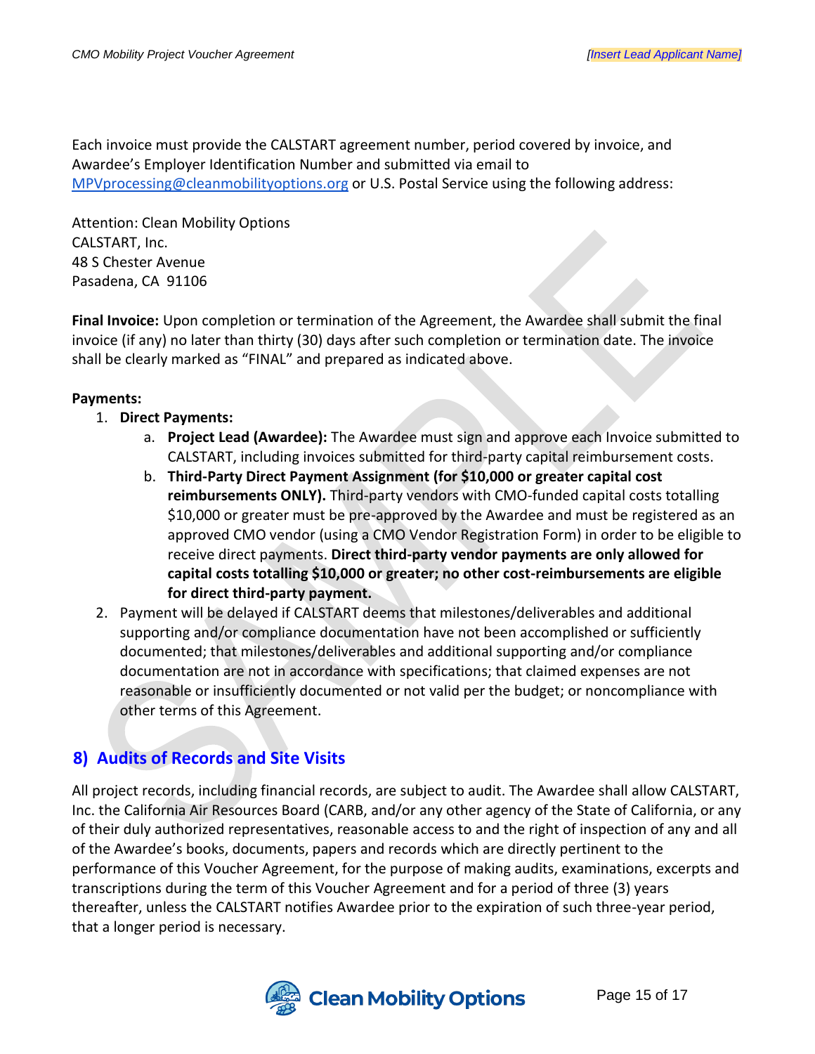Each invoice must provide the CALSTART agreement number, period covered by invoice, and Awardee's Employer Identification Number and submitted via email to MPVprocessing@cleanmobilityoptions.org or U.S. Postal Service using the following address:

Attention: Clean Mobility Options
CALSTART, Inc.
48 S Chester Avenue
Pasadena, CA 91106

**Final Invoice:** Upon completion or termination of the Agreement, the Awardee shall submit the final invoice (if any) no later than thirty (30) days after such completion or termination date. The invoice shall be clearly marked as "FINAL" and prepared as indicated above.

**Payments:**

1. **Direct Payments:**
   a. **Project Lead (Awardee):** The Awardee must sign and approve each Invoice submitted to CALSTART, including invoices submitted for third-party capital reimbursement costs.
   b. **Third-Party Direct Payment Assignment (for $10,000 or greater capital cost reimbursements ONLY).** Third-party vendors with CMO-funded capital costs totalling $10,000 or greater must be pre-approved by the Awardee and must be registered as an approved CMO vendor (using a CMO Vendor Registration Form) in order to be eligible to receive direct payments. **Direct third-party vendor payments are only allowed for capital costs totalling $10,000 or greater; no other cost-reimbursements are eligible for direct third-party payment.**
2. Payment will be delayed if CALSTART deems that milestones/deliverables and additional supporting and/or compliance documentation have not been accomplished or sufficiently documented; that milestones/deliverables and additional supporting and/or compliance documentation are not in accordance with specifications; that claimed expenses are not reasonable or insufficiently documented or not valid per the budget; or noncompliance with other terms of this Agreement.

## 8) Audits of Records and Site Visits

All project records, including financial records, are subject to audit. The Awardee shall allow CALSTART, Inc. the California Air Resources Board (CARB, and/or any other agency of the State of California, or any of their duly authorized representatives, reasonable access to and the right of inspection of any and all of the Awardee's books, documents, papers and records which are directly pertinent to the performance of this Voucher Agreement, for the purpose of making audits, examinations, excerpts and transcriptions during the term of this Voucher Agreement and for a period of three (3) years thereafter, unless the CALSTART notifies Awardee prior to the expiration of such three-year period, that a longer period is necessary.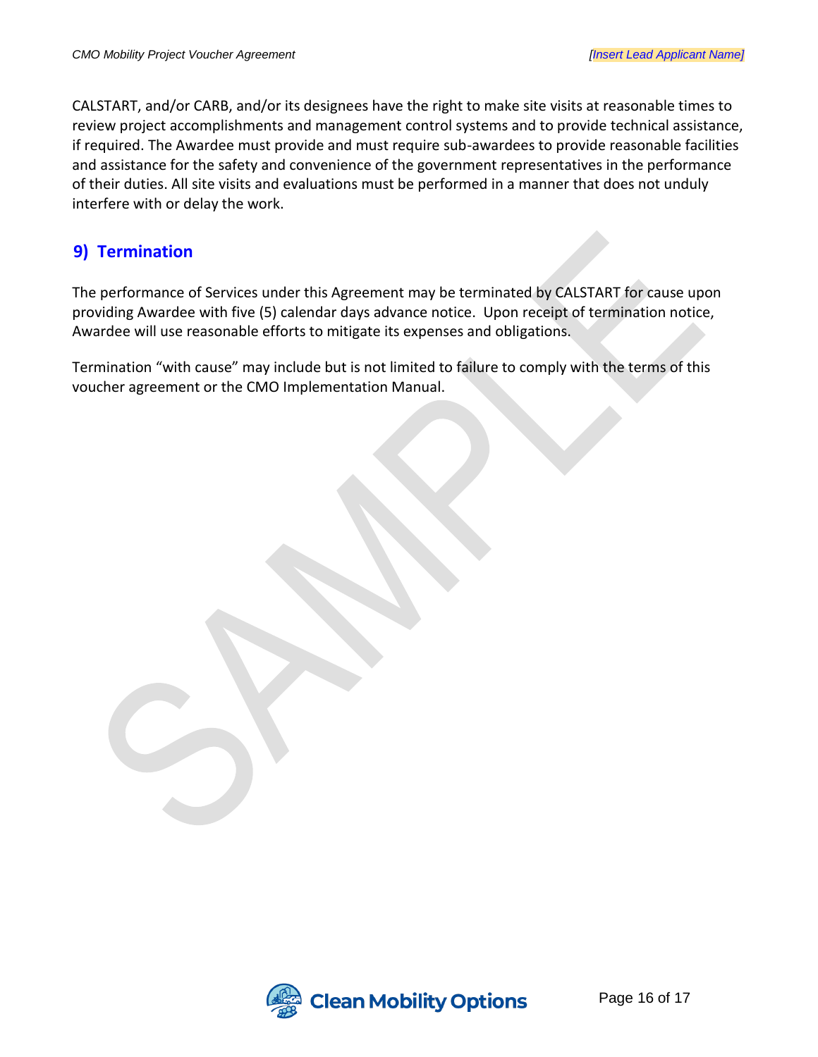CALSTART, and/or CARB, and/or its designees have the right to make site visits at reasonable times to review project accomplishments and management control systems and to provide technical assistance, if required. The Awardee must provide and must require sub-awardees to provide reasonable facilities and assistance for the safety and convenience of the government representatives in the performance of their duties. All site visits and evaluations must be performed in a manner that does not unduly interfere with or delay the work.

## 9) Termination

The performance of Services under this Agreement may be terminated by CALSTART for cause upon providing Awardee with five (5) calendar days advance notice. Upon receipt of termination notice, Awardee will use reasonable efforts to mitigate its expenses and obligations.

Termination "with cause" may include but is not limited to failure to comply with the terms of this voucher agreement or the CMO Implementation Manual.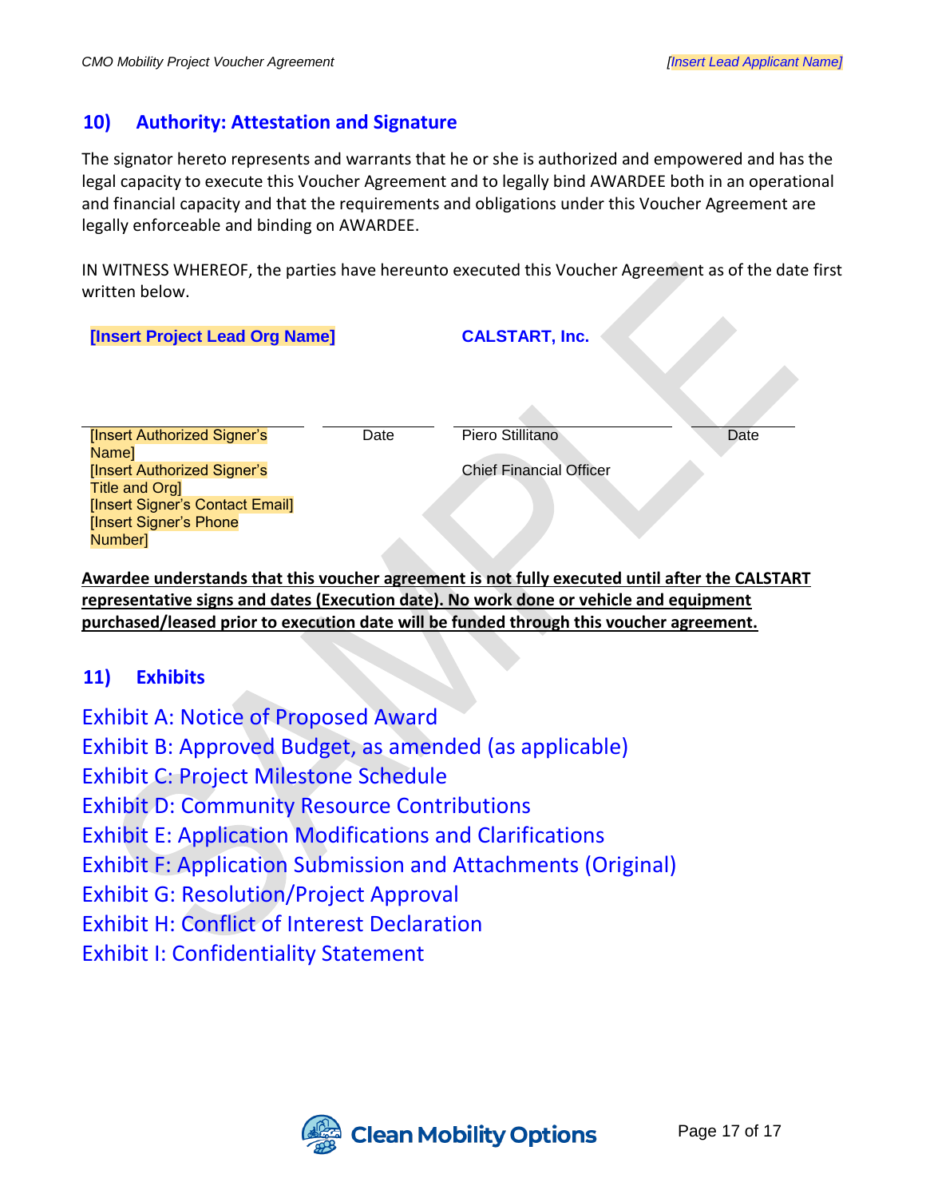## 10) Authority: Attestation and Signature

The signator hereto represents and warrants that he or she is authorized and empowered and has the legal capacity to execute this Voucher Agreement and to legally bind AWARDEE both in an operational and financial capacity and that the requirements and obligations under this Voucher Agreement are legally enforceable and binding on AWARDEE.

IN WITNESS WHEREOF, the parties have hereunto executed this Voucher Agreement as of the date first written below.

| [Insert Project Lead Org Name] | | CALSTART, Inc. | |
|---|---|---|---|
| [Insert Authorized Signer's Name]<br>[Insert Authorized Signer's Title and Org]<br>[Insert Signer's Contact Email]<br>[Insert Signer's Phone Number] | Date | Piero Stillitano<br><br>Chief Financial Officer | Date |

**Awardee understands that this voucher agreement is not fully executed until after the CALSTART representative signs and dates (Execution date). No work done or vehicle and equipment purchased/leased prior to execution date will be funded through this voucher agreement.**

## 11) Exhibits

Exhibit A: Notice of Proposed Award
Exhibit B: Approved Budget, as amended (as applicable)
Exhibit C: Project Milestone Schedule
Exhibit D: Community Resource Contributions
Exhibit E: Application Modifications and Clarifications
Exhibit F: Application Submission and Attachments (Original)
Exhibit G: Resolution/Project Approval
Exhibit H: Conflict of Interest Declaration
Exhibit I: Confidentiality Statement